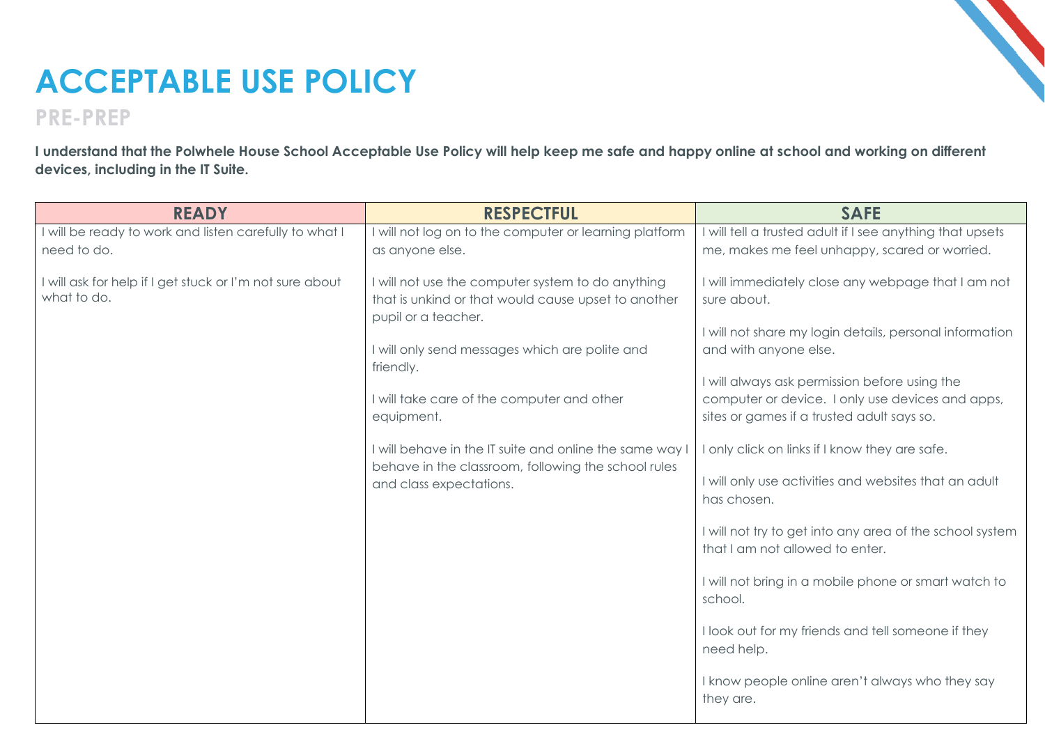# ACCEPTABLE USE POLICY

## PRE-PREP

**I understand that the Polwhele House School Acceptable Use Policy will help keep me safe and happy online at school and working on different devices, including in the IT Suite.**

| READY | RESPECTFUL | SAFE |
|---|---|---|
| I will be ready to work and listen carefully to what I need to do.<br><br>I will ask for help if I get stuck or I'm not sure about what to do. | I will not log on to the computer or learning platform as anyone else.<br><br>I will not use the computer system to do anything that is unkind or that would cause upset to another pupil or a teacher.<br><br>I will only send messages which are polite and friendly.<br><br>I will take care of the computer and other equipment.<br><br>I will behave in the IT suite and online the same way I behave in the classroom, following the school rules and class expectations. | I will tell a trusted adult if I see anything that upsets me, makes me feel unhappy, scared or worried.<br><br>I will immediately close any webpage that I am not sure about.<br><br>I will not share my login details, personal information and with anyone else.<br><br>I will always ask permission before using the computer or device. I only use devices and apps, sites or games if a trusted adult says so.<br><br>I only click on links if I know they are safe.<br><br>I will only use activities and websites that an adult has chosen.<br><br>I will not try to get into any area of the school system that I am not allowed to enter.<br><br>I will not bring in a mobile phone or smart watch to school.<br><br>I look out for my friends and tell someone if they need help.<br><br>I know people online aren't always who they say they are. |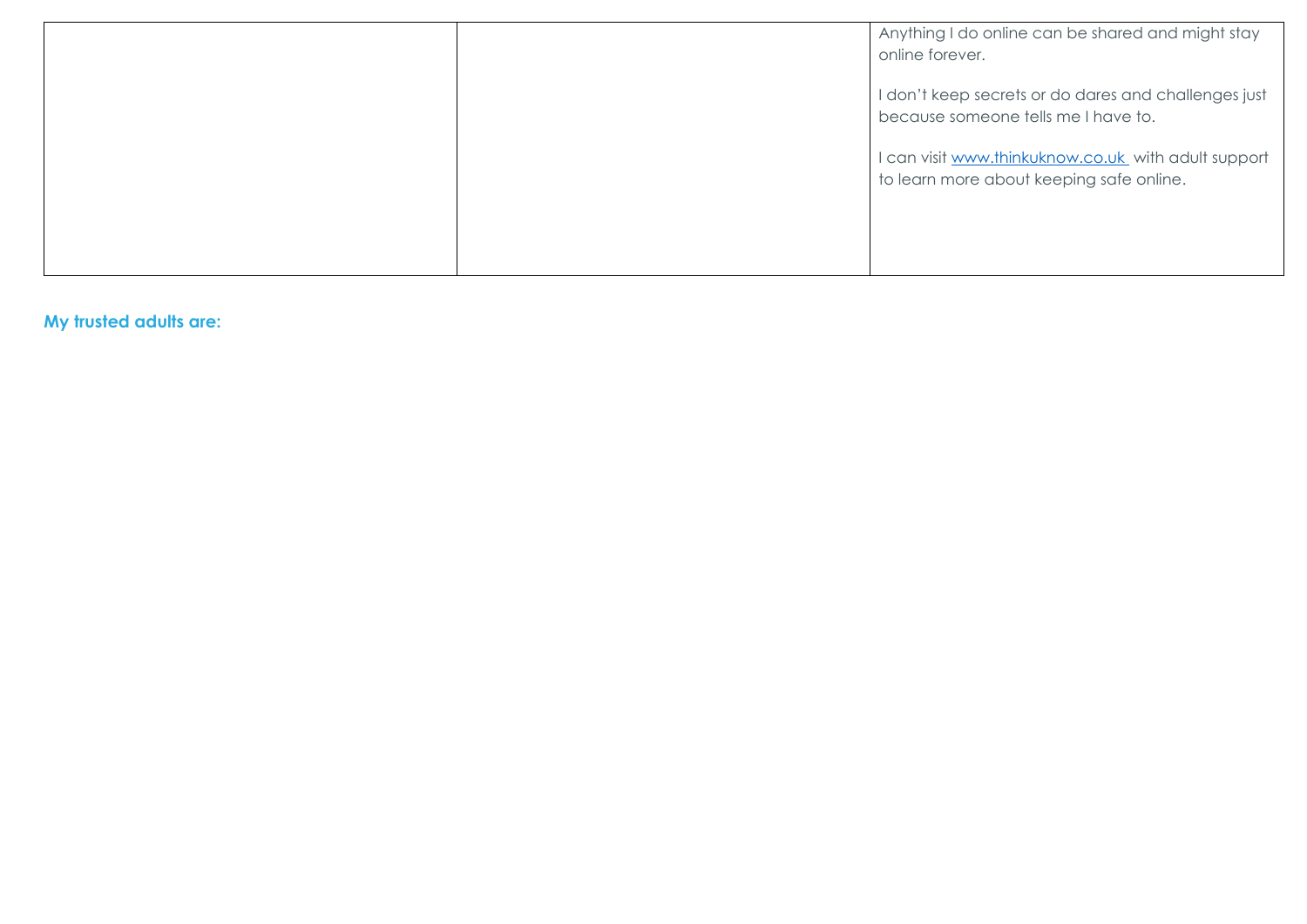| | | |
|---|---|---|
| | | Anything I do online can be shared and might stay online forever.<br><br>I don't keep secrets or do dares and challenges just because someone tells me I have to.<br><br>I can visit [www.thinkuknow.co.uk](http://www.thinkuknow.co.uk) with adult support to learn more about keeping safe online. |

**My trusted adults are:**